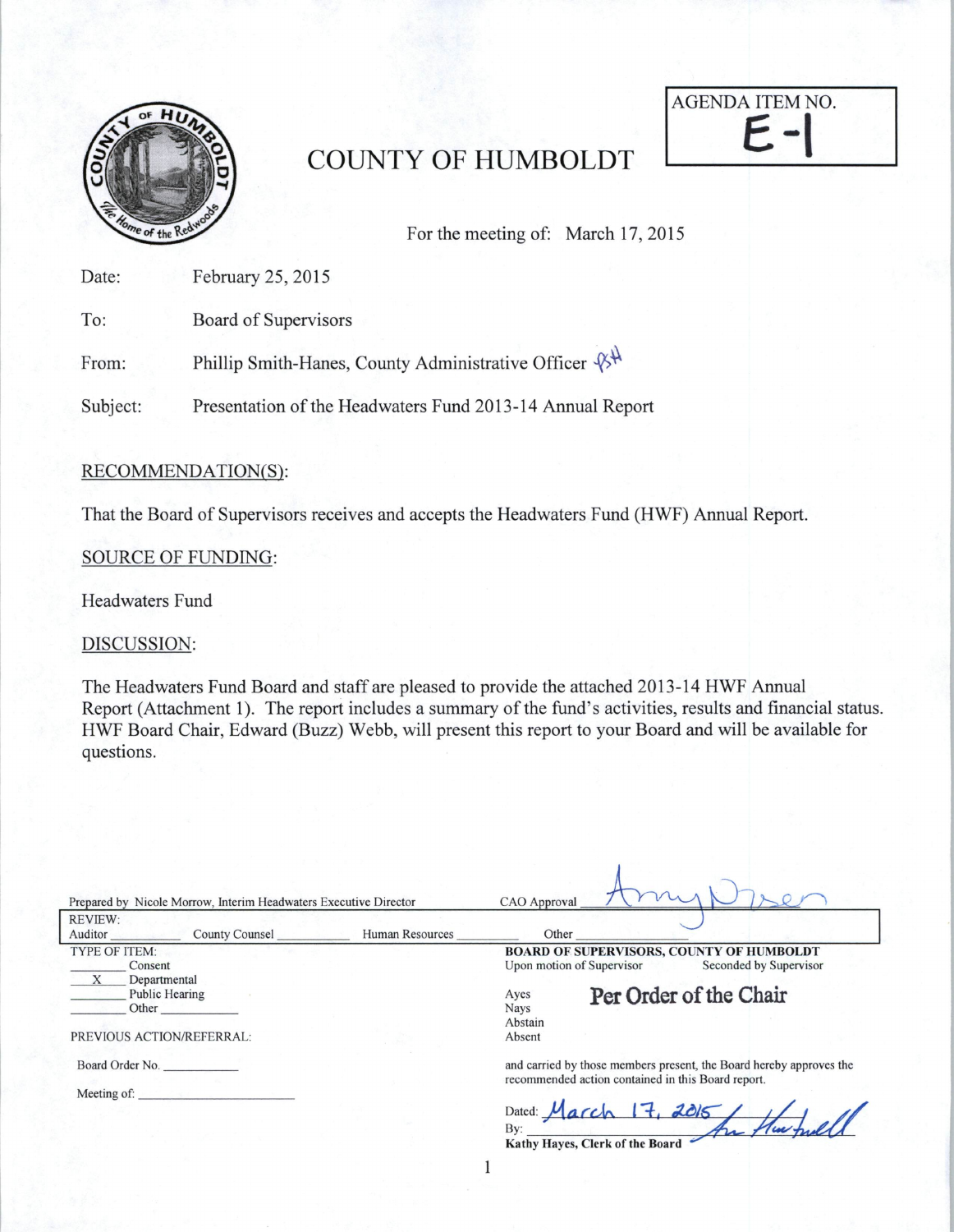# COUNTY OF HUMBOLDT

AGENDA ITEM NO.
**E-1**

For the meeting of: March 17, 2015

Date: February 25, 2015

To: Board of Supervisors

From: Phillip Smith-Hanes, County Administrative Officer PSH

Subject: Presentation of the Headwaters Fund 2013-14 Annual Report

## RECOMMENDATION(S):

That the Board of Supervisors receives and accepts the Headwaters Fund (HWF) Annual Report.

## SOURCE OF FUNDING:

Headwaters Fund

## DISCUSSION:

The Headwaters Fund Board and staff are pleased to provide the attached 2013-14 HWF Annual Report (Attachment 1). The report includes a summary of the fund's activities, results and financial status. HWF Board Chair, Edward (Buzz) Webb, will present this report to your Board and will be available for questions.

---

Prepared by Nicole Morrow, Interim Headwaters Executive Director

CAO Approval Amy Nilsen

REVIEW:
Auditor ________ County Counsel ________ Human Resources ________ Other ________

TYPE OF ITEM:
______ Consent
__X__ Departmental
______ Public Hearing
______ Other ________

PREVIOUS ACTION/REFERRAL:

Board Order No. ________

Meeting of: ________

**BOARD OF SUPERVISORS, COUNTY OF HUMBOLDT**
Upon motion of Supervisor        Seconded by Supervisor

Ayes
Nays
Abstain
Absent

**Per Order of the Chair**

and carried by those members present, the Board hereby approves the recommended action contained in this Board report.

Dated: March 17, 2015
By: [signature]
**Kathy Hayes, Clerk of the Board**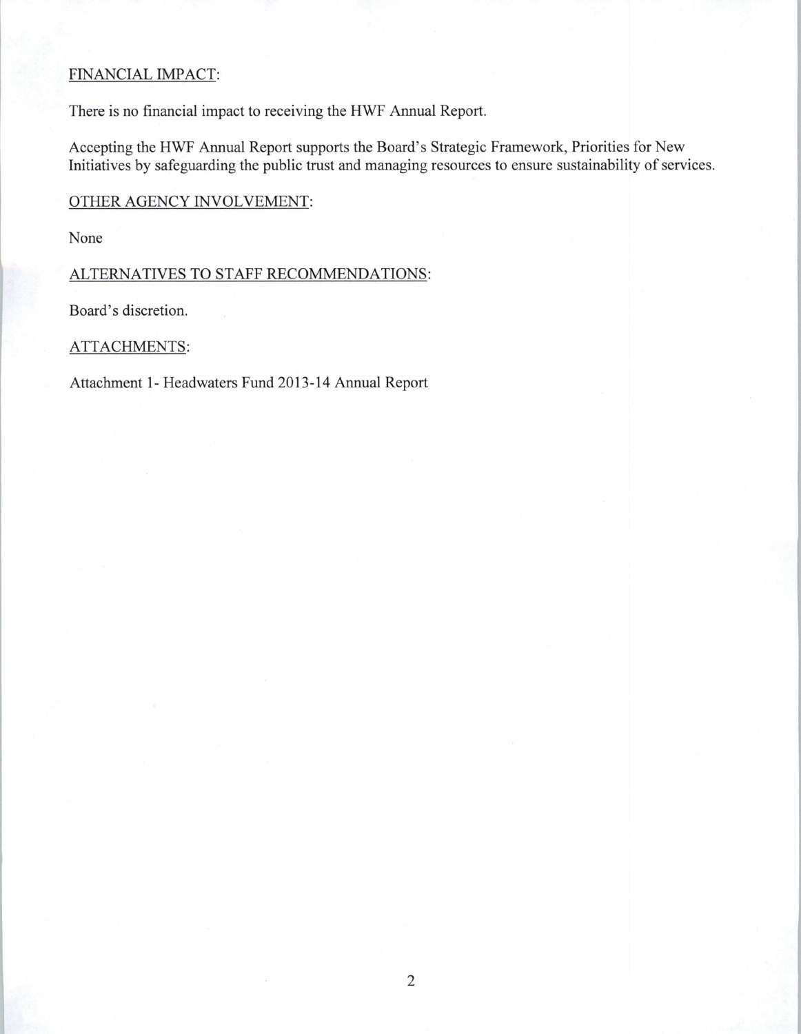## FINANCIAL IMPACT:

There is no financial impact to receiving the HWF Annual Report.

Accepting the HWF Annual Report supports the Board's Strategic Framework, Priorities for New Initiatives by safeguarding the public trust and managing resources to ensure sustainability of services.

## OTHER AGENCY INVOLVEMENT:

None

## ALTERNATIVES TO STAFF RECOMMENDATIONS:

Board's discretion.

## ATTACHMENTS:

Attachment 1- Headwaters Fund 2013-14 Annual Report